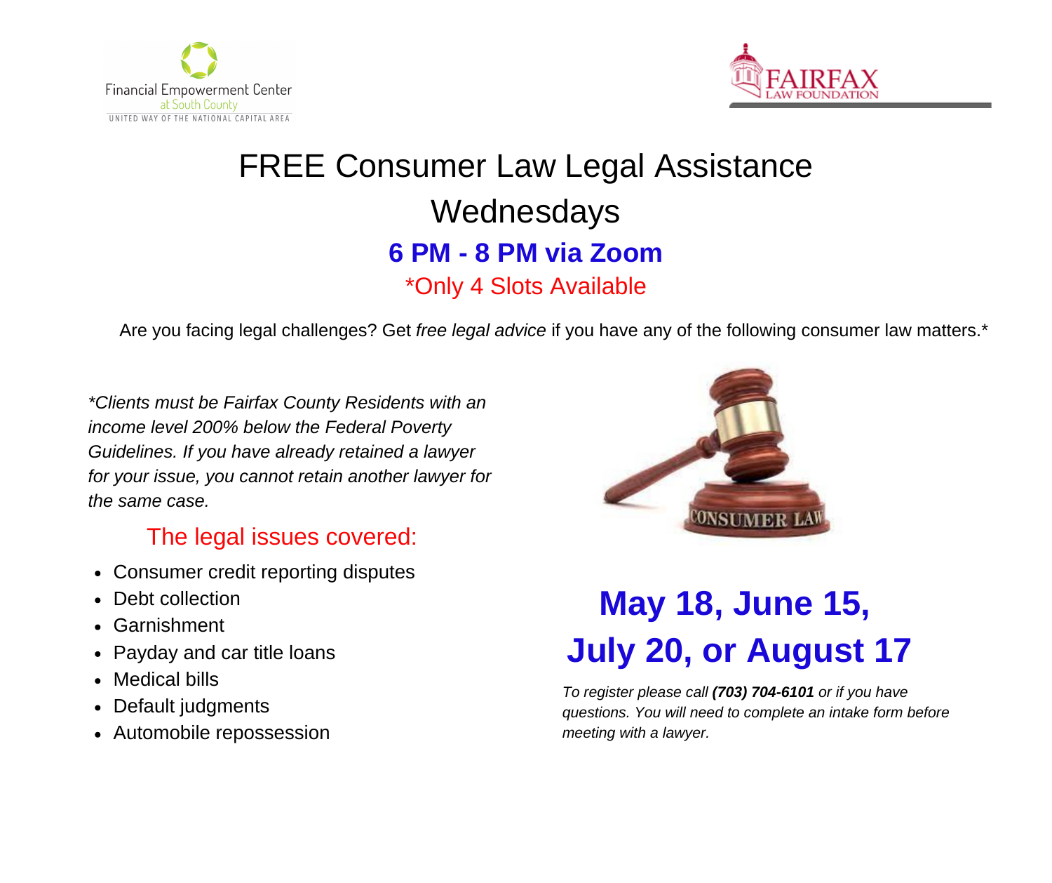Financial Empowerment Center at South County
UNITED WAY OF THE NATIONAL CAPITAL AREA

FAIRFAX LAW FOUNDATION

# FREE Consumer Law Legal Assistance Wednesdays

## 6 PM - 8 PM via Zoom

*Only 4 Slots Available

Are you facing legal challenges? Get *free legal advice* if you have any of the following consumer law matters.*

*\*Clients must be Fairfax County Residents with an income level 200% below the Federal Poverty Guidelines. If you have already retained a lawyer for your issue, you cannot retain another lawyer for the same case.*

### The legal issues covered:

- Consumer credit reporting disputes
- Debt collection
- Garnishment
- Payday and car title loans
- Medical bills
- Default judgments
- Automobile repossession

CONSUMER LAW

## May 18, June 15, July 20, or August 17

*To register please call **(703) 704-6101** or if you have questions. You will need to complete an intake form before meeting with a lawyer.*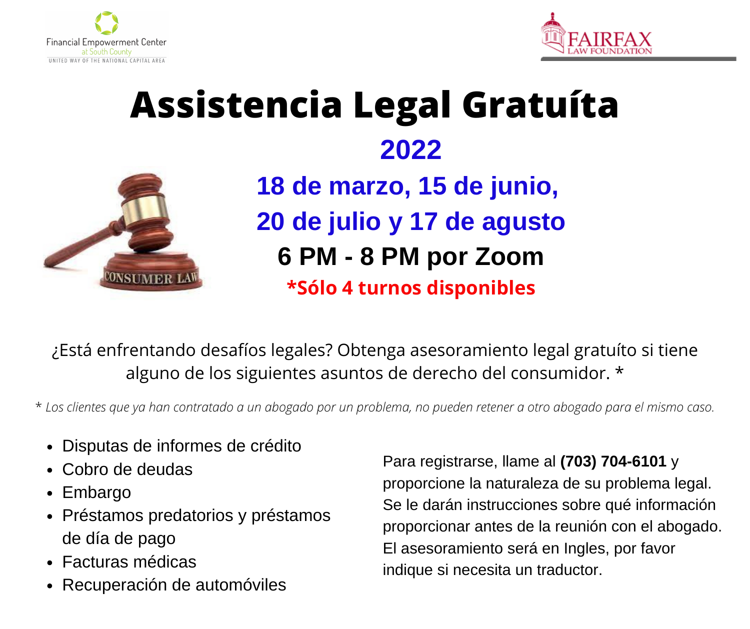Financial Empowerment Center at South County
UNITED WAY OF THE NATIONAL CAPITAL AREA

FAIRFAX LAW FOUNDATION

# Assistencia Legal Gratuíta

## 2022

## 18 de marzo, 15 de junio, 20 de julio y 17 de agosto

## 6 PM - 8 PM por Zoom

**\*Sólo 4 turnos disponibles**

¿Está enfrentando desafíos legales? Obtenga asesoramiento legal gratuíto si tiene alguno de los siguientes asuntos de derecho del consumidor. *

*\* Los clientes que ya han contratado a un abogado por un problema, no pueden retener a otro abogado para el mismo caso.*

- Disputas de informes de crédito
- Cobro de deudas
- Embargo
- Préstamos predatorios y préstamos de día de pago
- Facturas médicas
- Recuperación de automóviles

Para registrarse, llame al **(703) 704-6101** y proporcione la naturaleza de su problema legal. Se le darán instrucciones sobre qué información proporcionar antes de la reunión con el abogado. El asesoramiento será en Ingles, por favor indique si necesita un traductor.